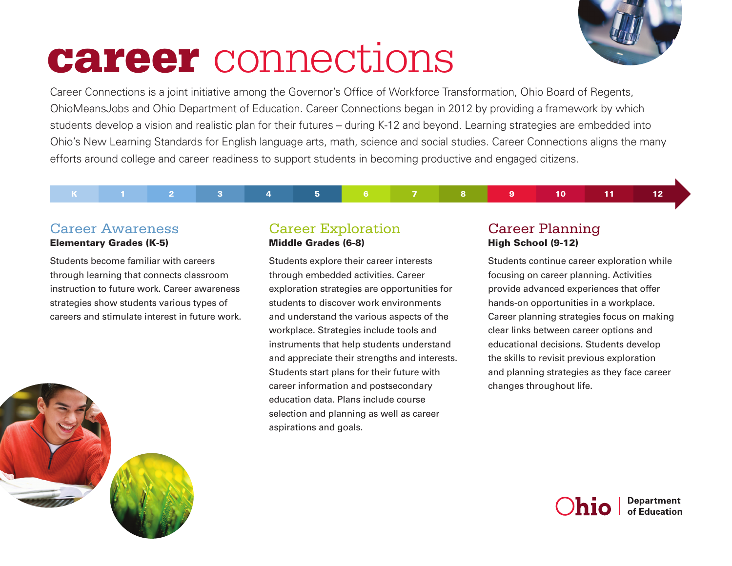# **career** connections

Career Connections is a joint initiative among the Governor's Office of Workforce Transformation, Ohio Board of Regents, OhioMeansJobs and Ohio Department of Education. Career Connections began in 2012 by providing a framework by which students develop a vision and realistic plan for their futures – during K-12 and beyond. Learning strategies are embedded into Ohio's New Learning Standards for English language arts, math, science and social studies. Career Connections aligns the many efforts around college and career readiness to support students in becoming productive and engaged citizens.

K | 1 | 2 | 3 | 4 | 5 | 6 | 7 | 8 | 9 | 10 | 11 | 12

## Career Awareness

**Elementary Grades (K-5)**

Students become familiar with careers through learning that connects classroom instruction to future work. Career awareness strategies show students various types of careers and stimulate interest in future work.

## Career Exploration

**Middle Grades (6-8)**

Students explore their career interests through embedded activities. Career exploration strategies are opportunities for students to discover work environments and understand the various aspects of the workplace. Strategies include tools and instruments that help students understand and appreciate their strengths and interests. Students start plans for their future with career information and postsecondary education data. Plans include course selection and planning as well as career aspirations and goals.

## Career Planning

**High School (9-12)**

Students continue career exploration while focusing on career planning. Activities provide advanced experiences that offer hands-on opportunities in a workplace. Career planning strategies focus on making clear links between career options and educational decisions. Students develop the skills to revisit previous exploration and planning strategies as they face career changes throughout life.

Ohio | Department of Education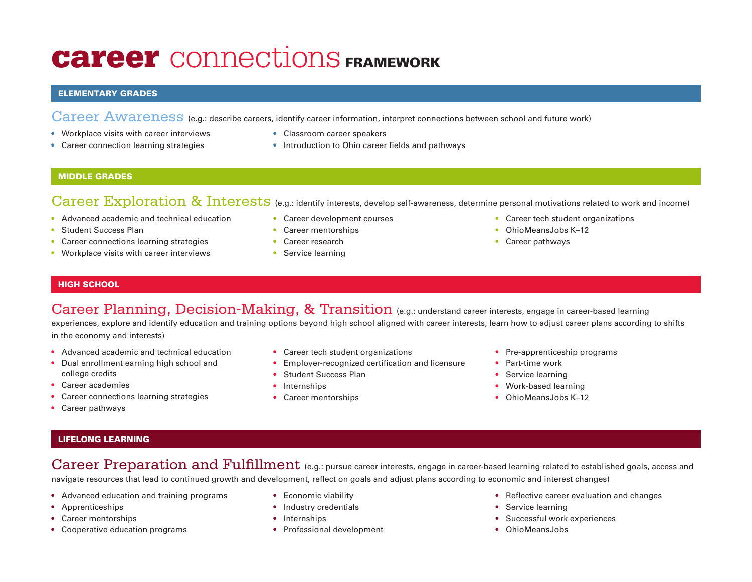# career connections FRAMEWORK

## ELEMENTARY GRADES

### Career Awareness (e.g.: describe careers, identify career information, interpret connections between school and future work)

- Workplace visits with career interviews
- Career connection learning strategies
- Classroom career speakers
- Introduction to Ohio career fields and pathways

## MIDDLE GRADES

### Career Exploration & Interests (e.g.: identify interests, develop self-awareness, determine personal motivations related to work and income)

- Advanced academic and technical education
- Student Success Plan
- Career connections learning strategies
- Workplace visits with career interviews
- Career development courses
- Career mentorships
- Career research
- Service learning
- Career tech student organizations
- OhioMeansJobs K–12
- Career pathways

## HIGH SCHOOL

### Career Planning, Decision-Making, & Transition (e.g.: understand career interests, engage in career-based learning experiences, explore and identify education and training options beyond high school aligned with career interests, learn how to adjust career plans according to shifts in the economy and interests)

- Advanced academic and technical education
- Dual enrollment earning high school and college credits
- Career academies
- Career connections learning strategies
- Career pathways
- Career tech student organizations
- Employer-recognized certification and licensure
- Student Success Plan
- Internships
- Career mentorships
- Pre-apprenticeship programs
- Part-time work
- Service learning
- Work-based learning
- OhioMeansJobs K–12

## LIFELONG LEARNING

### Career Preparation and Fulfillment (e.g.: pursue career interests, engage in career-based learning related to established goals, access and navigate resources that lead to continued growth and development, reflect on goals and adjust plans according to economic and interest changes)

- Advanced education and training programs
- Apprenticeships
- Career mentorships
- Cooperative education programs
- Economic viability
- Industry credentials
- Internships
- Professional development
- Reflective career evaluation and changes
- Service learning
- Successful work experiences
- OhioMeansJobs